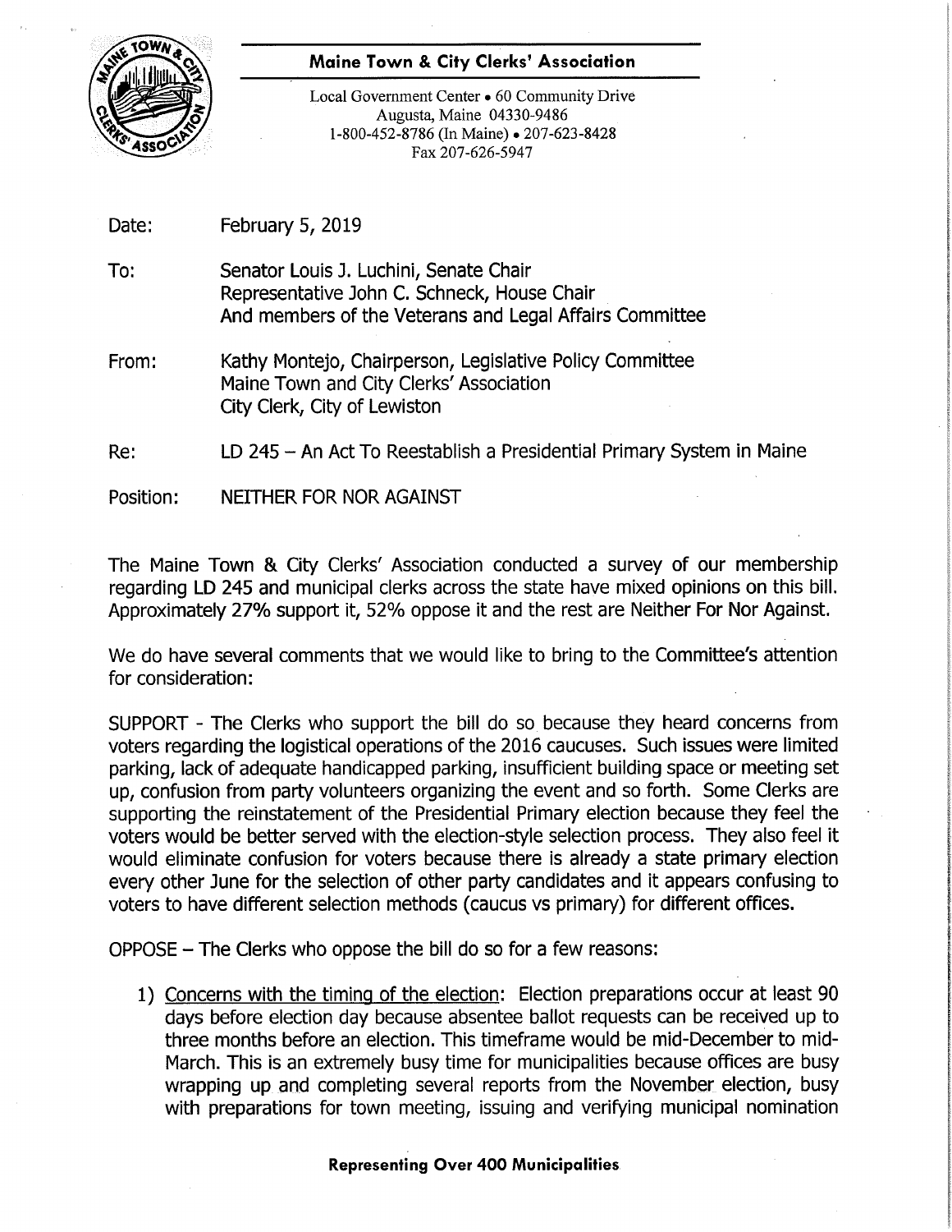**Maine Town & City Clerks' Association**

Local Government Center • 60 Community Drive
Augusta, Maine 04330-9486
1-800-452-8786 (In Maine) • 207-623-8428
Fax 207-626-5947

Date: February 5, 2019

To: Senator Louis J. Luchini, Senate Chair
Representative John C. Schneck, House Chair
And members of the Veterans and Legal Affairs Committee

From: Kathy Montejo, Chairperson, Legislative Policy Committee
Maine Town and City Clerks' Association
City Clerk, City of Lewiston

Re: LD 245 – An Act To Reestablish a Presidential Primary System in Maine

Position: NEITHER FOR NOR AGAINST

The Maine Town & City Clerks' Association conducted a survey of our membership regarding LD 245 and municipal clerks across the state have mixed opinions on this bill. Approximately 27% support it, 52% oppose it and the rest are Neither For Nor Against.

We do have several comments that we would like to bring to the Committee's attention for consideration:

SUPPORT - The Clerks who support the bill do so because they heard concerns from voters regarding the logistical operations of the 2016 caucuses. Such issues were limited parking, lack of adequate handicapped parking, insufficient building space or meeting set up, confusion from party volunteers organizing the event and so forth. Some Clerks are supporting the reinstatement of the Presidential Primary election because they feel the voters would be better served with the election-style selection process. They also feel it would eliminate confusion for voters because there is already a state primary election every other June for the selection of other party candidates and it appears confusing to voters to have different selection methods (caucus vs primary) for different offices.

OPPOSE – The Clerks who oppose the bill do so for a few reasons:

1) Concerns with the timing of the election: Election preparations occur at least 90 days before election day because absentee ballot requests can be received up to three months before an election. This timeframe would be mid-December to mid-March. This is an extremely busy time for municipalities because offices are busy wrapping up and completing several reports from the November election, busy with preparations for town meeting, issuing and verifying municipal nomination

**Representing Over 400 Municipalities**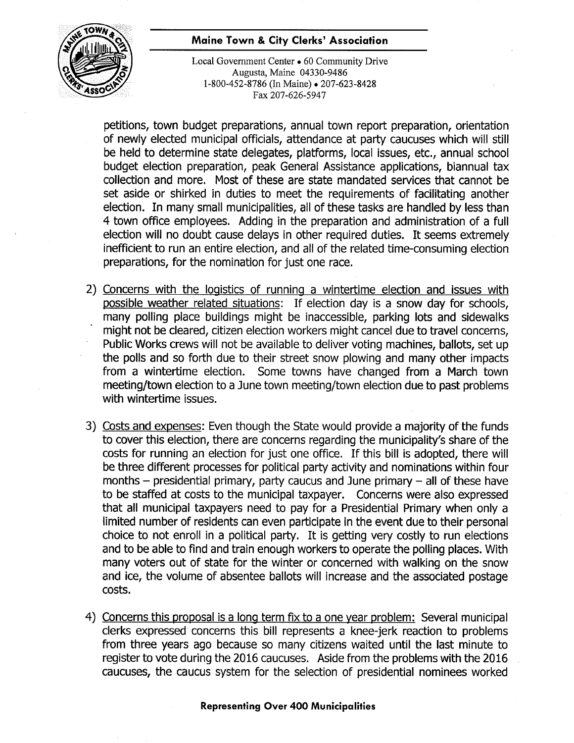petitions, town budget preparations, annual town report preparation, orientation of newly elected municipal officials, attendance at party caucuses which will still be held to determine state delegates, platforms, local issues, etc., annual school budget election preparation, peak General Assistance applications, biannual tax collection and more. Most of these are state mandated services that cannot be set aside or shirked in duties to meet the requirements of facilitating another election. In many small municipalities, all of these tasks are handled by less than 4 town office employees. Adding in the preparation and administration of a full election will no doubt cause delays in other required duties. It seems extremely inefficient to run an entire election, and all of the related time-consuming election preparations, for the nomination for just one race.

2) Concerns with the logistics of running a wintertime election and issues with possible weather related situations: If election day is a snow day for schools, many polling place buildings might be inaccessible, parking lots and sidewalks might not be cleared, citizen election workers might cancel due to travel concerns, Public Works crews will not be available to deliver voting machines, ballots, set up the polls and so forth due to their street snow plowing and many other impacts from a wintertime election. Some towns have changed from a March town meeting/town election to a June town meeting/town election due to past problems with wintertime issues.

3) Costs and expenses: Even though the State would provide a majority of the funds to cover this election, there are concerns regarding the municipality's share of the costs for running an election for just one office. If this bill is adopted, there will be three different processes for political party activity and nominations within four months – presidential primary, party caucus and June primary – all of these have to be staffed at costs to the municipal taxpayer. Concerns were also expressed that all municipal taxpayers need to pay for a Presidential Primary when only a limited number of residents can even participate in the event due to their personal choice to not enroll in a political party. It is getting very costly to run elections and to be able to find and train enough workers to operate the polling places. With many voters out of state for the winter or concerned with walking on the snow and ice, the volume of absentee ballots will increase and the associated postage costs.

4) Concerns this proposal is a long term fix to a one year problem: Several municipal clerks expressed concerns this bill represents a knee-jerk reaction to problems from three years ago because so many citizens waited until the last minute to register to vote during the 2016 caucuses. Aside from the problems with the 2016 caucuses, the caucus system for the selection of presidential nominees worked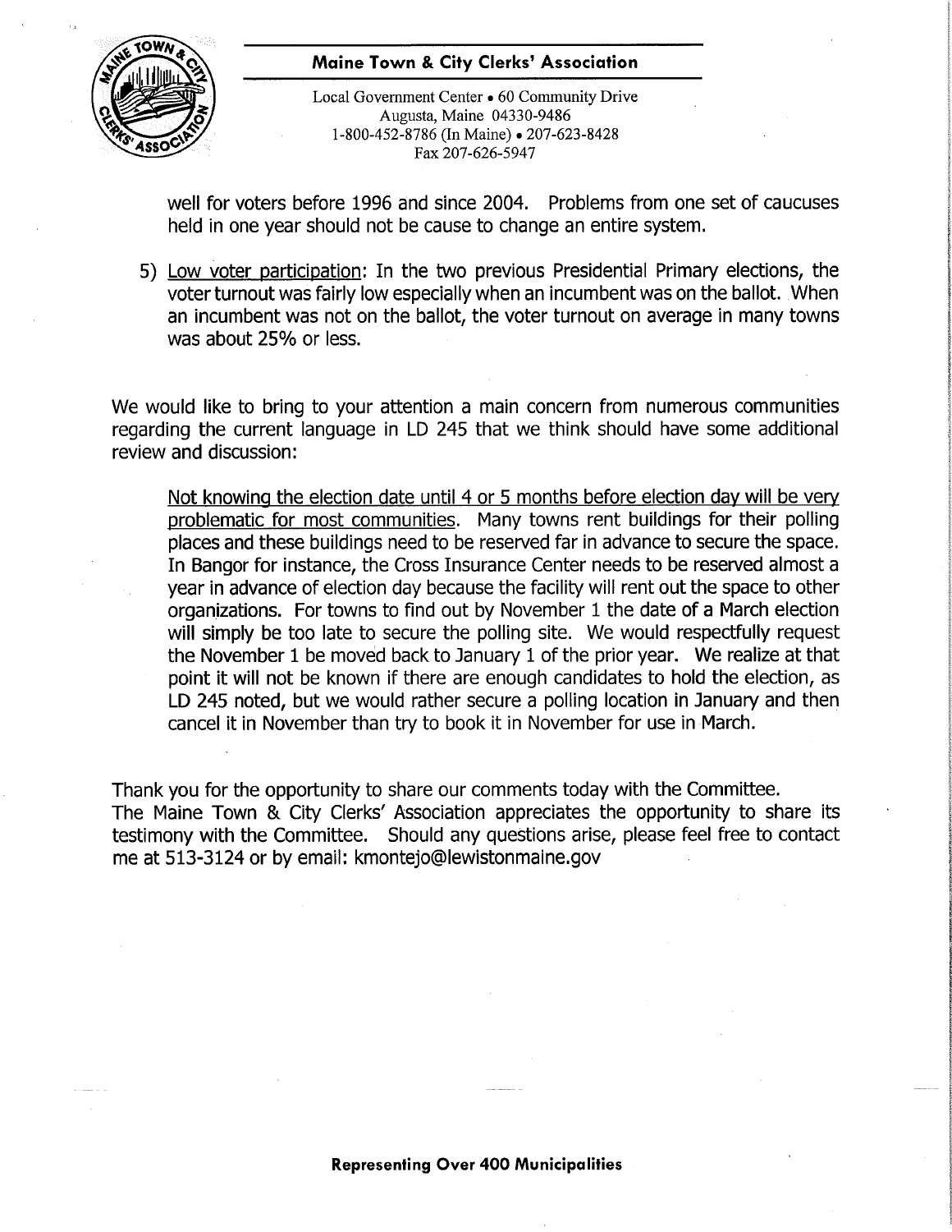well for voters before 1996 and since 2004. Problems from one set of caucuses held in one year should not be cause to change an entire system.

5) Low voter participation: In the two previous Presidential Primary elections, the voter turnout was fairly low especially when an incumbent was on the ballot. When an incumbent was not on the ballot, the voter turnout on average in many towns was about 25% or less.

We would like to bring to your attention a main concern from numerous communities regarding the current language in LD 245 that we think should have some additional review and discussion:

> Not knowing the election date until 4 or 5 months before election day will be very problematic for most communities. Many towns rent buildings for their polling places and these buildings need to be reserved far in advance to secure the space. In Bangor for instance, the Cross Insurance Center needs to be reserved almost a year in advance of election day because the facility will rent out the space to other organizations. For towns to find out by November 1 the date of a March election will simply be too late to secure the polling site. We would respectfully request the November 1 be moved back to January 1 of the prior year. We realize at that point it will not be known if there are enough candidates to hold the election, as LD 245 noted, but we would rather secure a polling location in January and then cancel it in November than try to book it in November for use in March.

Thank you for the opportunity to share our comments today with the Committee.
The Maine Town & City Clerks' Association appreciates the opportunity to share its testimony with the Committee. Should any questions arise, please feel free to contact me at 513-3124 or by email: kmontejo@lewistonmaine.gov